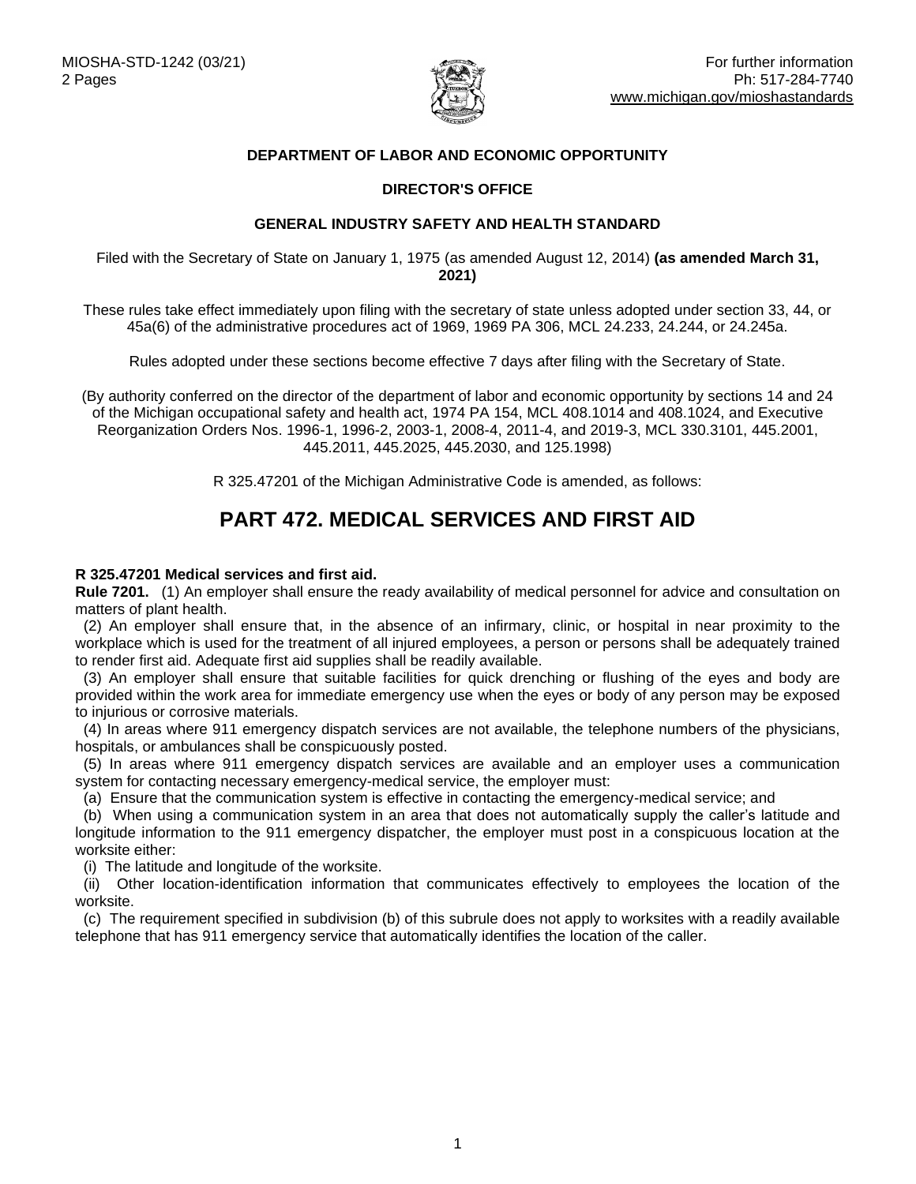MIOSHA-STD-1242 (03/21)
2 Pages

For further information
Ph: 517-284-7740
www.michigan.gov/mioshastandards

**DEPARTMENT OF LABOR AND ECONOMIC OPPORTUNITY**

**DIRECTOR'S OFFICE**

**GENERAL INDUSTRY SAFETY AND HEALTH STANDARD**

Filed with the Secretary of State on January 1, 1975 (as amended August 12, 2014) **(as amended March 31, 2021)**

These rules take effect immediately upon filing with the secretary of state unless adopted under section 33, 44, or 45a(6) of the administrative procedures act of 1969, 1969 PA 306, MCL 24.233, 24.244, or 24.245a.

Rules adopted under these sections become effective 7 days after filing with the Secretary of State.

(By authority conferred on the director of the department of labor and economic opportunity by sections 14 and 24 of the Michigan occupational safety and health act, 1974 PA 154, MCL 408.1014 and 408.1024, and Executive Reorganization Orders Nos. 1996-1, 1996-2, 2003-1, 2008-4, 2011-4, and 2019-3, MCL 330.3101, 445.2001, 445.2011, 445.2025, 445.2030, and 125.1998)

R 325.47201 of the Michigan Administrative Code is amended, as follows:

# PART 472. MEDICAL SERVICES AND FIRST AID

**R 325.47201 Medical services and first aid.**

**Rule 7201.** (1) An employer shall ensure the ready availability of medical personnel for advice and consultation on matters of plant health.

(2) An employer shall ensure that, in the absence of an infirmary, clinic, or hospital in near proximity to the workplace which is used for the treatment of all injured employees, a person or persons shall be adequately trained to render first aid. Adequate first aid supplies shall be readily available.

(3) An employer shall ensure that suitable facilities for quick drenching or flushing of the eyes and body are provided within the work area for immediate emergency use when the eyes or body of any person may be exposed to injurious or corrosive materials.

(4) In areas where 911 emergency dispatch services are not available, the telephone numbers of the physicians, hospitals, or ambulances shall be conspicuously posted.

(5) In areas where 911 emergency dispatch services are available and an employer uses a communication system for contacting necessary emergency-medical service, the employer must:

(a) Ensure that the communication system is effective in contacting the emergency-medical service; and

(b) When using a communication system in an area that does not automatically supply the caller's latitude and longitude information to the 911 emergency dispatcher, the employer must post in a conspicuous location at the worksite either:

(i) The latitude and longitude of the worksite.

(ii) Other location-identification information that communicates effectively to employees the location of the worksite.

(c) The requirement specified in subdivision (b) of this subrule does not apply to worksites with a readily available telephone that has 911 emergency service that automatically identifies the location of the caller.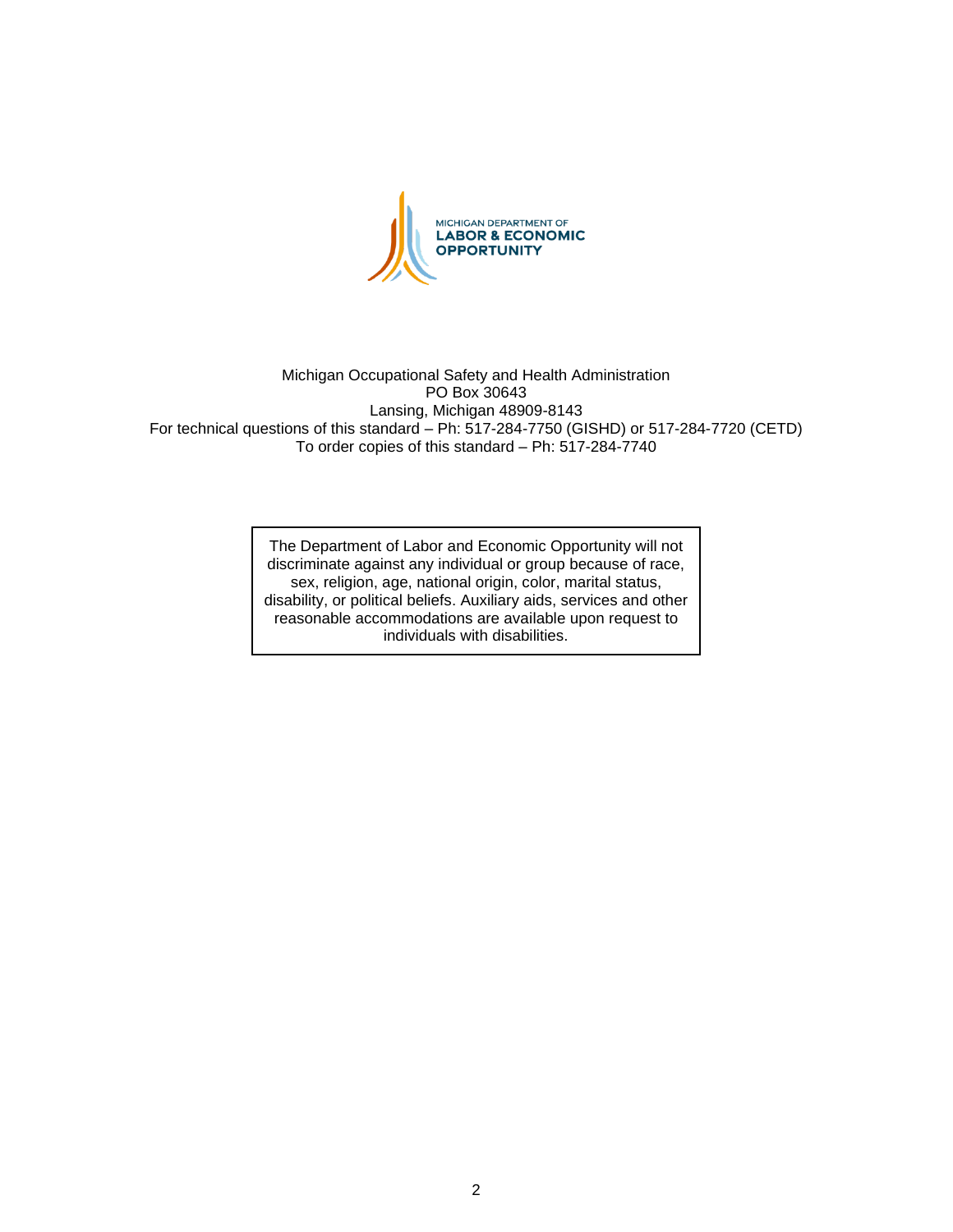MICHIGAN DEPARTMENT OF
**LABOR & ECONOMIC OPPORTUNITY**

Michigan Occupational Safety and Health Administration
PO Box 30643
Lansing, Michigan 48909-8143
For technical questions of this standard – Ph: 517-284-7750 (GISHD) or 517-284-7720 (CETD)
To order copies of this standard – Ph: 517-284-7740

> The Department of Labor and Economic Opportunity will not discriminate against any individual or group because of race, sex, religion, age, national origin, color, marital status, disability, or political beliefs. Auxiliary aids, services and other reasonable accommodations are available upon request to individuals with disabilities.